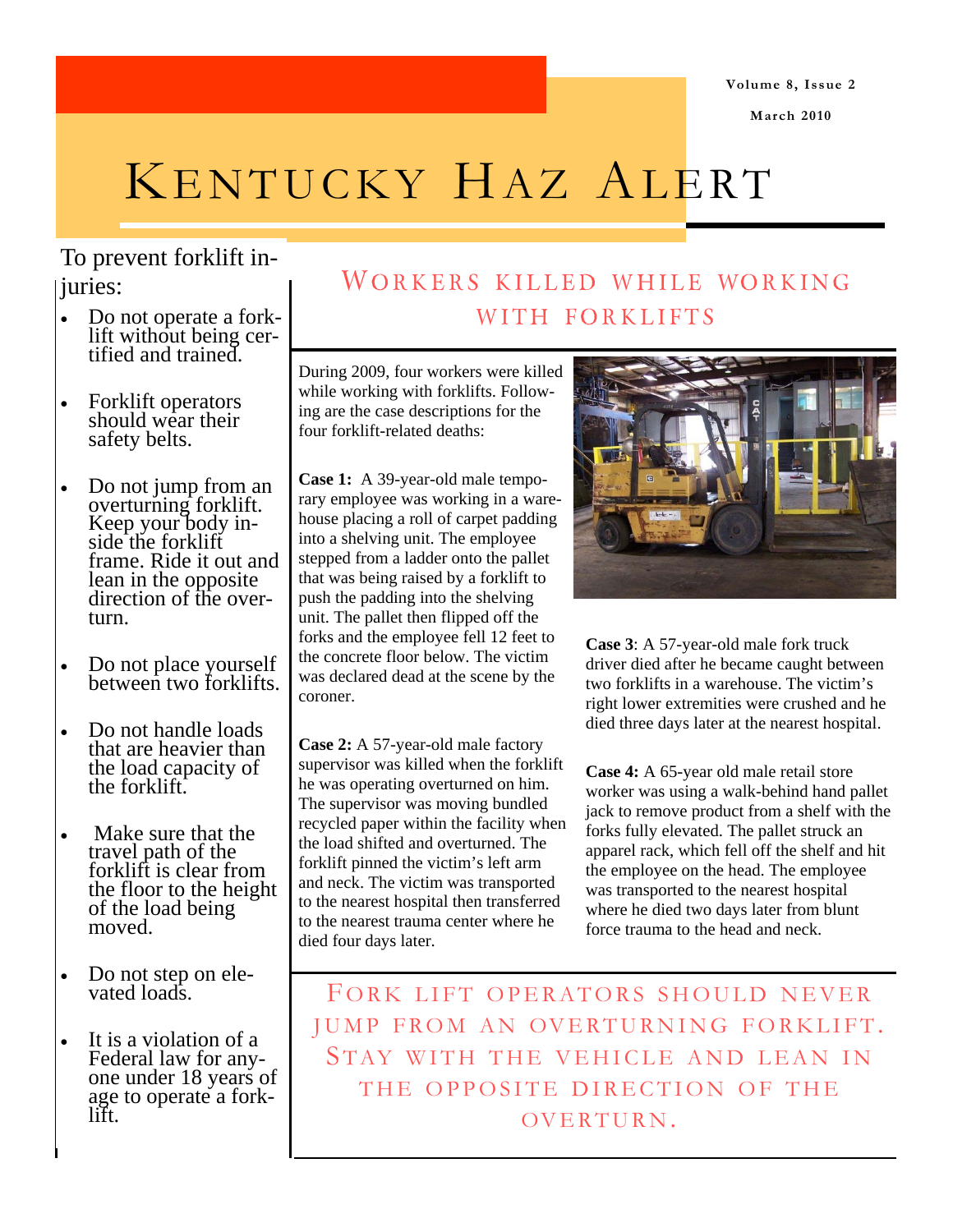# Kentucky Haz Alert

To prevent forklift injuries:

- Do not operate a forklift without being certified and trained.
- Forklift operators should wear their safety belts.
- Do not jump from an overturning forklift. Keep your body inside the forklift frame. Ride it out and lean in the opposite direction of the overturn.
- Do not place yourself between two forklifts.
- Do not handle loads that are heavier than the load capacity of the forklift.
- Make sure that the travel path of the forklift is clear from the floor to the height of the load being moved.
- Do not step on elevated loads.
- It is a violation of a Federal law for anyone under 18 years of age to operate a forklift.

## Workers killed while working with forklifts

During 2009, four workers were killed while working with forklifts. Following are the case descriptions for the four forklift-related deaths:

**Case 1:** A 39-year-old male temporary employee was working in a warehouse placing a roll of carpet padding into a shelving unit. The employee stepped from a ladder onto the pallet that was being raised by a forklift to push the padding into the shelving unit. The pallet then flipped off the forks and the employee fell 12 feet to the concrete floor below. The victim was declared dead at the scene by the coroner.

**Case 2:** A 57-year-old male factory supervisor was killed when the forklift he was operating overturned on him. The supervisor was moving bundled recycled paper within the facility when the load shifted and overturned. The forklift pinned the victim's left arm and neck. The victim was transported to the nearest hospital then transferred to the nearest trauma center where he died four days later.

**Case 3**: A 57-year-old male fork truck driver died after he became caught between two forklifts in a warehouse. The victim's right lower extremities were crushed and he died three days later at the nearest hospital.

**Case 4:** A 65-year old male retail store worker was using a walk-behind hand pallet jack to remove product from a shelf with the forks fully elevated. The pallet struck an apparel rack, which fell off the shelf and hit the employee on the head. The employee was transported to the nearest hospital where he died two days later from blunt force trauma to the head and neck.

**Fork lift operators should never jump from an overturning forklift. Stay with the vehicle and lean in the opposite direction of the overturn.**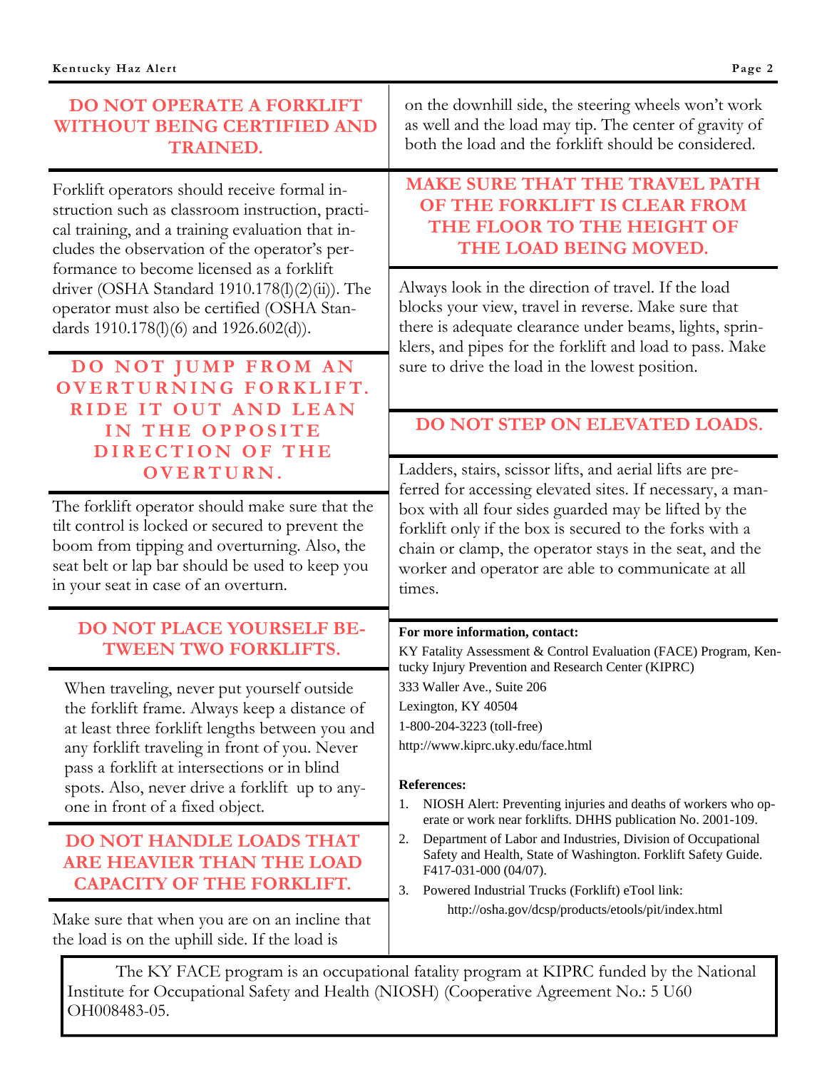## DO NOT OPERATE A FORKLIFT WITHOUT BEING CERTIFIED AND TRAINED.

Forklift operators should receive formal instruction such as classroom instruction, practical training, and a training evaluation that includes the observation of the operator's performance to become licensed as a forklift driver (OSHA Standard 1910.178(l)(2)(ii)). The operator must also be certified (OSHA Standards 1910.178(l)(6) and 1926.602(d)).

## DO NOT JUMP FROM AN OVERTURNING FORKLIFT. RIDE IT OUT AND LEAN IN THE OPPOSITE DIRECTION OF THE OVERTURN.

The forklift operator should make sure that the tilt control is locked or secured to prevent the boom from tipping and overturning. Also, the seat belt or lap bar should be used to keep you in your seat in case of an overturn.

## DO NOT PLACE YOURSELF BETWEEN TWO FORKLIFTS.

When traveling, never put yourself outside the forklift frame. Always keep a distance of at least three forklift lengths between you and any forklift traveling in front of you. Never pass a forklift at intersections or in blind spots. Also, never drive a forklift up to anyone in front of a fixed object.

## DO NOT HANDLE LOADS THAT ARE HEAVIER THAN THE LOAD CAPACITY OF THE FORKLIFT.

Make sure that when you are on an incline that the load is on the uphill side. If the load is on the downhill side, the steering wheels won't work as well and the load may tip. The center of gravity of both the load and the forklift should be considered.

## MAKE SURE THAT THE TRAVEL PATH OF THE FORKLIFT IS CLEAR FROM THE FLOOR TO THE HEIGHT OF THE LOAD BEING MOVED.

Always look in the direction of travel. If the load blocks your view, travel in reverse. Make sure that there is adequate clearance under beams, lights, sprinklers, and pipes for the forklift and load to pass. Make sure to drive the load in the lowest position.

## DO NOT STEP ON ELEVATED LOADS.

Ladders, stairs, scissor lifts, and aerial lifts are preferred for accessing elevated sites. If necessary, a manbox with all four sides guarded may be lifted by the forklift only if the box is secured to the forks with a chain or clamp, the operator stays in the seat, and the worker and operator are able to communicate at all times.

**For more information, contact:**

KY Fatality Assessment & Control Evaluation (FACE) Program, Kentucky Injury Prevention and Research Center (KIPRC)
333 Waller Ave., Suite 206
Lexington, KY 40504
1-800-204-3223 (toll-free)
http://www.kiprc.uky.edu/face.html

**References:**

1. NIOSH Alert: Preventing injuries and deaths of workers who operate or work near forklifts. DHHS publication No. 2001-109.
2. Department of Labor and Industries, Division of Occupational Safety and Health, State of Washington. Forklift Safety Guide. F417-031-000 (04/07).
3. Powered Industrial Trucks (Forklift) eTool link:
   http://osha.gov/dcsp/products/etools/pit/index.html

The KY FACE program is an occupational fatality program at KIPRC funded by the National Institute for Occupational Safety and Health (NIOSH) (Cooperative Agreement No.: 5 U60 OH008483-05.